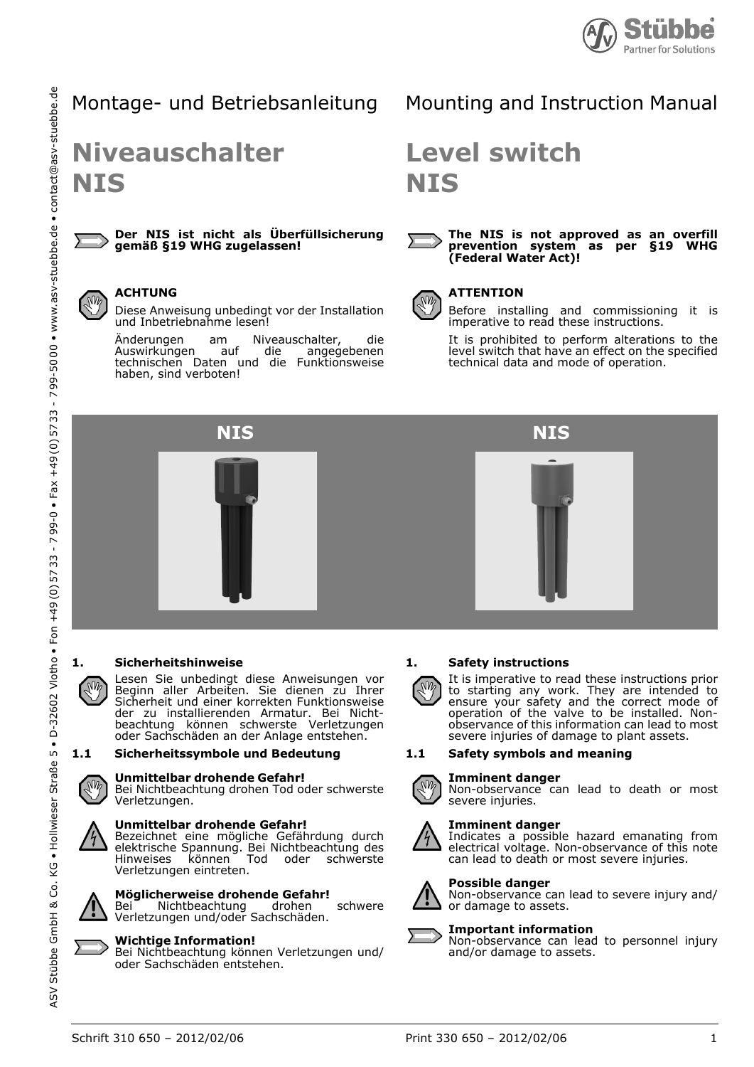Montage- und Betriebsanleitung

# Niveauschalter NIS

**Der NIS ist nicht als Überfüllsicherung gemäß §19 WHG zugelassen!**

**ACHTUNG**

Diese Anweisung unbedingt vor der Installation und Inbetriebnahme lesen!

Änderungen am Niveauschalter, die Auswirkungen auf die angegebenen technischen Daten und die Funktionsweise haben, sind verboten!

**NIS**

## 1. Sicherheitshinweise

Lesen Sie unbedingt diese Anweisungen vor Beginn aller Arbeiten. Sie dienen zu Ihrer Sicherheit und einer korrekten Funktionsweise der zu installierenden Armatur. Bei Nichtbeachtung können schwerste Verletzungen oder Sachschäden an der Anlage entstehen.

### 1.1 Sicherheitssymbole und Bedeutung

**Unmittelbar drohende Gefahr!**
Bei Nichtbeachtung drohen Tod oder schwerste Verletzungen.

**Unmittelbar drohende Gefahr!**
Bezeichnet eine mögliche Gefährdung durch elektrische Spannung. Bei Nichtbeachtung des Hinweises können Tod oder schwerste Verletzungen eintreten.

**Möglicherweise drohende Gefahr!**
Bei Nichtbeachtung drohen schwere Verletzungen und/oder Sachschäden.

**Wichtige Information!**
Bei Nichtbeachtung können Verletzungen und/oder Sachschäden entstehen.

Schrift 310 650 – 2012/02/06

Mounting and Instruction Manual

# Level switch NIS

**The NIS is not approved as an overfill prevention system as per §19 WHG (Federal Water Act)!**

**ATTENTION**

Before installing and commissioning it is imperative to read these instructions.

It is prohibited to perform alterations to the level switch that have an effect on the specified technical data and mode of operation.

**NIS**

## 1. Safety instructions

It is imperative to read these instructions prior to starting any work. They are intended to ensure your safety and the correct mode of operation of the valve to be installed. Non-observance of this information can lead to most severe injuries of damage to plant assets.

### 1.1 Safety symbols and meaning

**Imminent danger**
Non-observance can lead to death or most severe injuries.

**Imminent danger**
Indicates a possible hazard emanating from electrical voltage. Non-observance of this note can lead to death or most severe injuries.

**Possible danger**
Non-observance can lead to severe injury and/or damage to assets.

**Important information**
Non-observance can lead to personnel injury and/or damage to assets.

Print 330 650 – 2012/02/06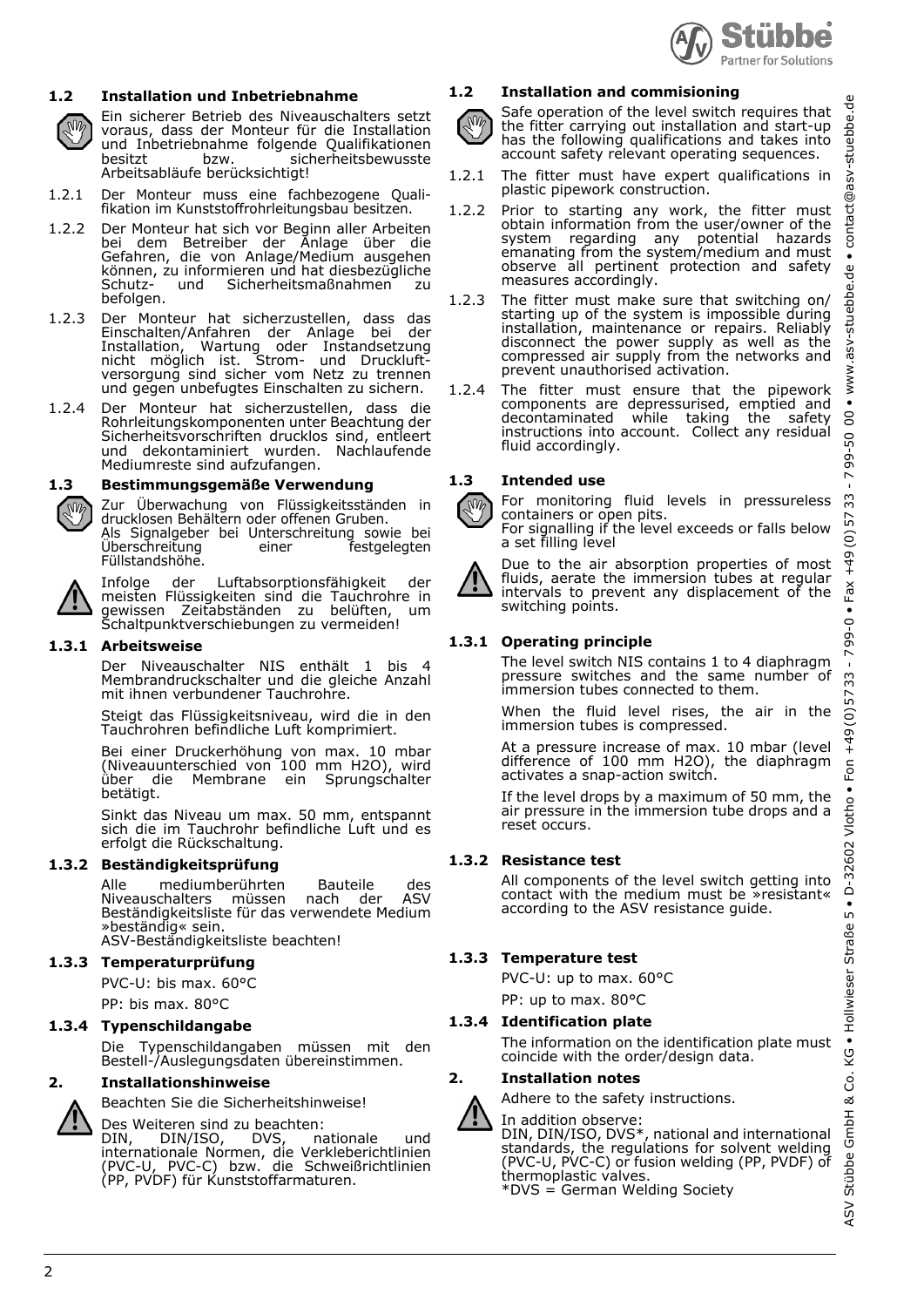## 1.2 Installation und Inbetriebnahme

Ein sicherer Betrieb des Niveauschalters setzt voraus, dass der Monteur für die Installation und Inbetriebnahme folgende Qualifikationen besitzt bzw. sicherheitsbewusste Arbeitsabläufe berücksichtigt!

1.2.1 Der Monteur muss eine fachbezogene Qualifikation im Kunststoffrohrleitungsbau besitzen.

1.2.2 Der Monteur hat sich vor Beginn aller Arbeiten bei dem Betreiber der Anlage über die Gefahren, die von Anlage/Medium ausgehen können, zu informieren und hat diesbezügliche Schutz- und Sicherheitsmaßnahmen zu befolgen.

1.2.3 Der Monteur hat sicherzustellen, dass das Einschalten/Anfahren der Anlage bei der Installation, Wartung oder Instandsetzung nicht möglich ist. Strom- und Druckluftversorgung sind sicher vom Netz zu trennen und gegen unbefugtes Einschalten zu sichern.

1.2.4 Der Monteur hat sicherzustellen, dass die Rohrleitungskomponenten unter Beachtung der Sicherheitsvorschriften drucklos sind, entleert und dekontaminiert wurden. Nachlaufende Mediumreste sind aufzufangen.

## 1.3 Bestimmungsgemäße Verwendung

Zur Überwachung von Flüssigkeitsständen in drucklosen Behältern oder offenen Gruben.
Als Signalgeber bei Unterschreitung sowie bei Überschreitung einer festgelegten Füllstandshöhe.

Infolge der Luftabsorptionsfähigkeit der meisten Flüssigkeiten sind die Tauchrohre in gewissen Zeitabständen zu belüften, um Schaltpunktverschiebungen zu vermeiden!

### 1.3.1 Arbeitsweise

Der Niveauschalter NIS enthält 1 bis 4 Membrandruckschalter und die gleiche Anzahl mit ihnen verbundener Tauchrohre.

Steigt das Flüssigkeitsniveau, wird die in den Tauchrohren befindliche Luft komprimiert.

Bei einer Druckerhöhung von max. 10 mbar (Niveauunterschied von 100 mm H2O), wird über die Membrane ein Sprungschalter betätigt.

Sinkt das Niveau um max. 50 mm, entspannt sich die im Tauchrohr befindliche Luft und es erfolgt die Rückschaltung.

### 1.3.2 Beständigkeitsprüfung

Alle mediumberührten Bauteile des Niveauschalters müssen nach der ASV Beständigkeitsliste für das verwendete Medium »beständig« sein.
ASV-Beständigkeitsliste beachten!

### 1.3.3 Temperaturprüfung

PVC-U: bis max. 60°C

PP: bis max. 80°C

### 1.3.4 Typenschildangabe

Die Typenschildangaben müssen mit den Bestell-/Auslegungsdaten übereinstimmen.

## 2. Installationshinweise

Beachten Sie die Sicherheitshinweise!

Des Weiteren sind zu beachten:
DIN, DIN/ISO, DVS, nationale und internationale Normen, die Verkleberichtlinien (PVC-U, PVC-C) bzw. die Schweißrichtlinien (PP, PVDF) für Kunststoffarmaturen.

## 1.2 Installation and commisioning

Safe operation of the level switch requires that the fitter carrying out installation and start-up has the following qualifications and takes into account safety relevant operating sequences.

1.2.1 The fitter must have expert qualifications in plastic pipework construction.

1.2.2 Prior to starting any work, the fitter must obtain information from the user/owner of the system regarding any potential hazards emanating from the system/medium and must observe all pertinent protection and safety measures accordingly.

1.2.3 The fitter must make sure that switching on/starting up of the system is impossible during installation, maintenance or repairs. Reliably disconnect the power supply as well as the compressed air supply from the networks and prevent unauthorised activation.

1.2.4 The fitter must ensure that the pipework components are depressurised, emptied and decontaminated while taking the safety instructions into account. Collect any residual fluid accordingly.

## 1.3 Intended use

For monitoring fluid levels in pressureless containers or open pits.
For signalling if the level exceeds or falls below a set filling level

Due to the air absorption properties of most fluids, aerate the immersion tubes at regular intervals to prevent any displacement of the switching points.

### 1.3.1 Operating principle

The level switch NIS contains 1 to 4 diaphragm pressure switches and the same number of immersion tubes connected to them.

When the fluid level rises, the air in the immersion tubes is compressed.

At a pressure increase of max. 10 mbar (level difference of 100 mm H2O), the diaphragm activates a snap-action switch.

If the level drops by a maximum of 50 mm, the air pressure in the immersion tube drops and a reset occurs.

### 1.3.2 Resistance test

All components of the level switch getting into contact with the medium must be »resistant« according to the ASV resistance guide.

### 1.3.3 Temperature test

PVC-U: up to max. 60°C

PP: up to max. 80°C

### 1.3.4 Identification plate

The information on the identification plate must coincide with the order/design data.

## 2. Installation notes

Adhere to the safety instructions.

In addition observe:
DIN, DIN/ISO, DVS*, national and international standards, the regulations for solvent welding (PVC-U, PVC-C) or fusion welding (PP, PVDF) of thermoplastic valves.
*DVS = German Welding Society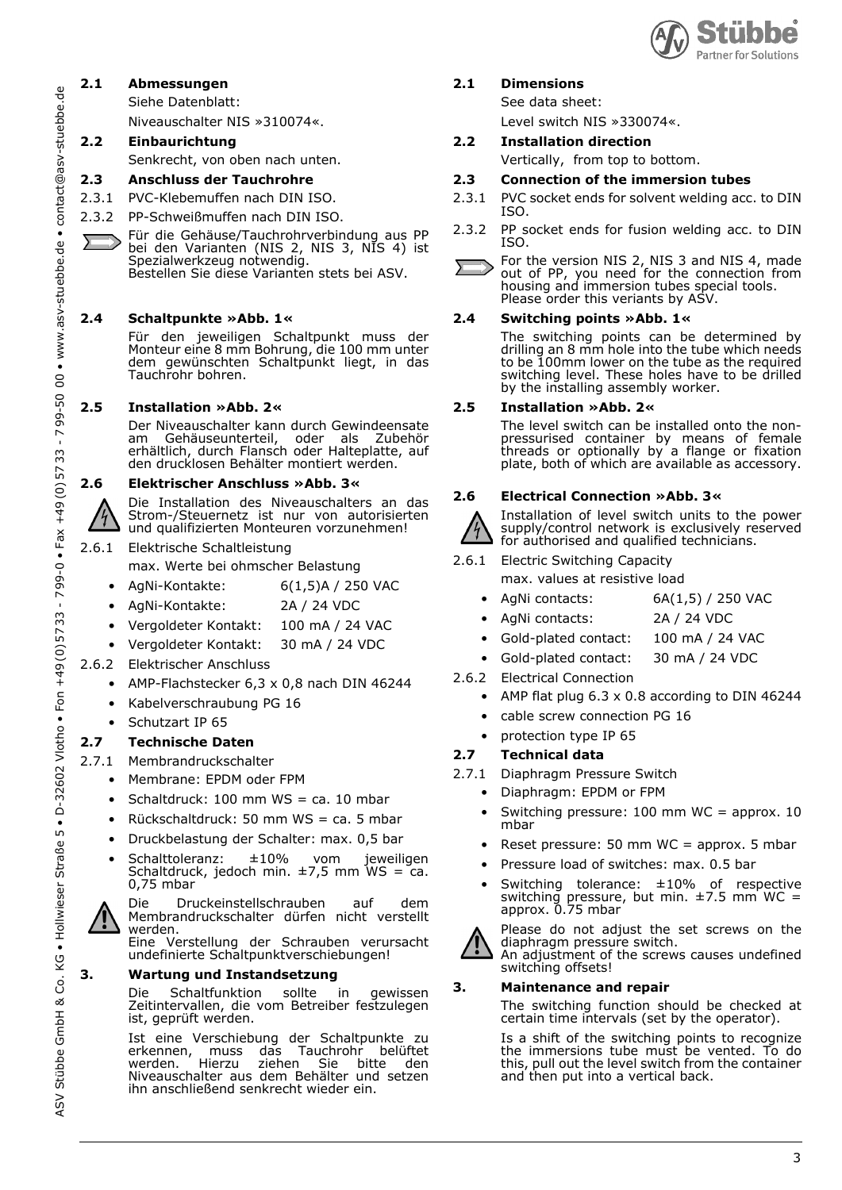## 2.1 Abmessungen

Siehe Datenblatt:

Niveauschalter NIS »310074«.

## 2.2 Einbaurichtung

Senkrecht, von oben nach unten.

## 2.3 Anschluss der Tauchrohre

2.3.1 PVC-Klebemuffen nach DIN ISO.

2.3.2 PP-Schweißmuffen nach DIN ISO.

Für die Gehäuse/Tauchrohrverbindung aus PP bei den Varianten (NIS 2, NIS 3, NIS 4) ist Spezialwerkzeug notwendig.
Bestellen Sie diese Varianten stets bei ASV.

## 2.4 Schaltpunkte »Abb. 1«

Für den jeweiligen Schaltpunkt muss der Monteur eine 8 mm Bohrung, die 100 mm unter dem gewünschten Schaltpunkt liegt, in das Tauchrohr bohren.

## 2.5 Installation »Abb. 2«

Der Niveauschalter kann durch Gewindeensate am Gehäuseunterteil, oder als Zubehör erhältlich, durch Flansch oder Halteplatte, auf den drucklosen Behälter montiert werden.

## 2.6 Elektrischer Anschluss »Abb. 3«

Die Installation des Niveauschalters an das Strom-/Steuernetz ist nur von autorisierten und qualifizierten Monteuren vorzunehmen!

2.6.1 Elektrische Schaltleistung

max. Werte bei ohmscher Belastung

- AgNi-Kontakte: 6(1,5)A / 250 VAC
- AgNi-Kontakte: 2A / 24 VDC
- Vergoldeter Kontakt: 100 mA / 24 VAC
- Vergoldeter Kontakt: 30 mA / 24 VDC

2.6.2 Elektrischer Anschluss

- AMP-Flachstecker 6,3 x 0,8 nach DIN 46244
- Kabelverschraubung PG 16
- Schutzart IP 65

## 2.7 Technische Daten

2.7.1 Membrandruckschalter

- Membrane: EPDM oder FPM
- Schaltdruck: 100 mm WS = ca. 10 mbar
- Rückschaltdruck: 50 mm WS = ca. 5 mbar
- Druckbelastung der Schalter: max. 0,5 bar
- Schalttoleranz: ±10% vom jeweiligen Schaltdruck, jedoch min. ±7,5 mm WS = ca. 0,75 mbar

Die Druckeinstellschrauben auf dem Membrandruckschalter dürfen nicht verstellt werden.
Eine Verstellung der Schrauben verursacht undefinierte Schaltpunktverschiebungen!

## 3. Wartung und Instandsetzung

Die Schaltfunktion sollte in gewissen Zeitintervallen, die vom Betreiber festzulegen ist, geprüft werden.

Ist eine Verschiebung der Schaltpunkte zu erkennen, muss das Tauchrohr belüftet werden. Hierzu ziehen Sie bitte den Niveauschalter aus dem Behälter und setzen ihn anschließend senkrecht wieder ein.

## 2.1 Dimensions

See data sheet:

Level switch NIS »330074«.

## 2.2 Installation direction

Vertically, from top to bottom.

## 2.3 Connection of the immersion tubes

2.3.1 PVC socket ends for solvent welding acc. to DIN ISO.

2.3.2 PP socket ends for fusion welding acc. to DIN ISO.

For the version NIS 2, NIS 3 and NIS 4, made out of PP, you need for the connection from housing and immersion tubes special tools.
Please order this veriants by ASV.

## 2.4 Switching points »Abb. 1«

The switching points can be determined by drilling an 8 mm hole into the tube which needs to be 100mm lower on the tube as the required switching level. These holes have to be drilled by the installing assembly worker.

## 2.5 Installation »Abb. 2«

The level switch can be installed onto the non-pressurised container by means of female threads or optionally by a flange or fixation plate, both of which are available as accessory.

## 2.6 Electrical Connection »Abb. 3«

Installation of level switch units to the power supply/control network is exclusively reserved for authorised and qualified technicians.

2.6.1 Electric Switching Capacity

max. values at resistive load

- AgNi contacts: 6A(1,5) / 250 VAC
- AgNi contacts: 2A / 24 VDC
- Gold-plated contact: 100 mA / 24 VAC
- Gold-plated contact: 30 mA / 24 VDC

2.6.2 Electrical Connection

- AMP flat plug 6.3 x 0.8 according to DIN 46244
- cable screw connection PG 16
- protection type IP 65

## 2.7 Technical data

2.7.1 Diaphragm Pressure Switch

- Diaphragm: EPDM or FPM
- Switching pressure: 100 mm WC = approx. 10 mbar
- Reset pressure: 50 mm WC = approx. 5 mbar
- Pressure load of switches: max. 0.5 bar
- Switching tolerance: ±10% of respective switching pressure, but min. ±7.5 mm WC = approx. 0.75 mbar

Please do not adjust the set screws on the diaphragm pressure switch.
An adjustment of the screws causes undefined switching offsets!

## 3. Maintenance and repair

The switching function should be checked at certain time intervals (set by the operator).

Is a shift of the switching points to recognize the immersions tube must be vented. To do this, pull out the level switch from the container and then put into a vertical back.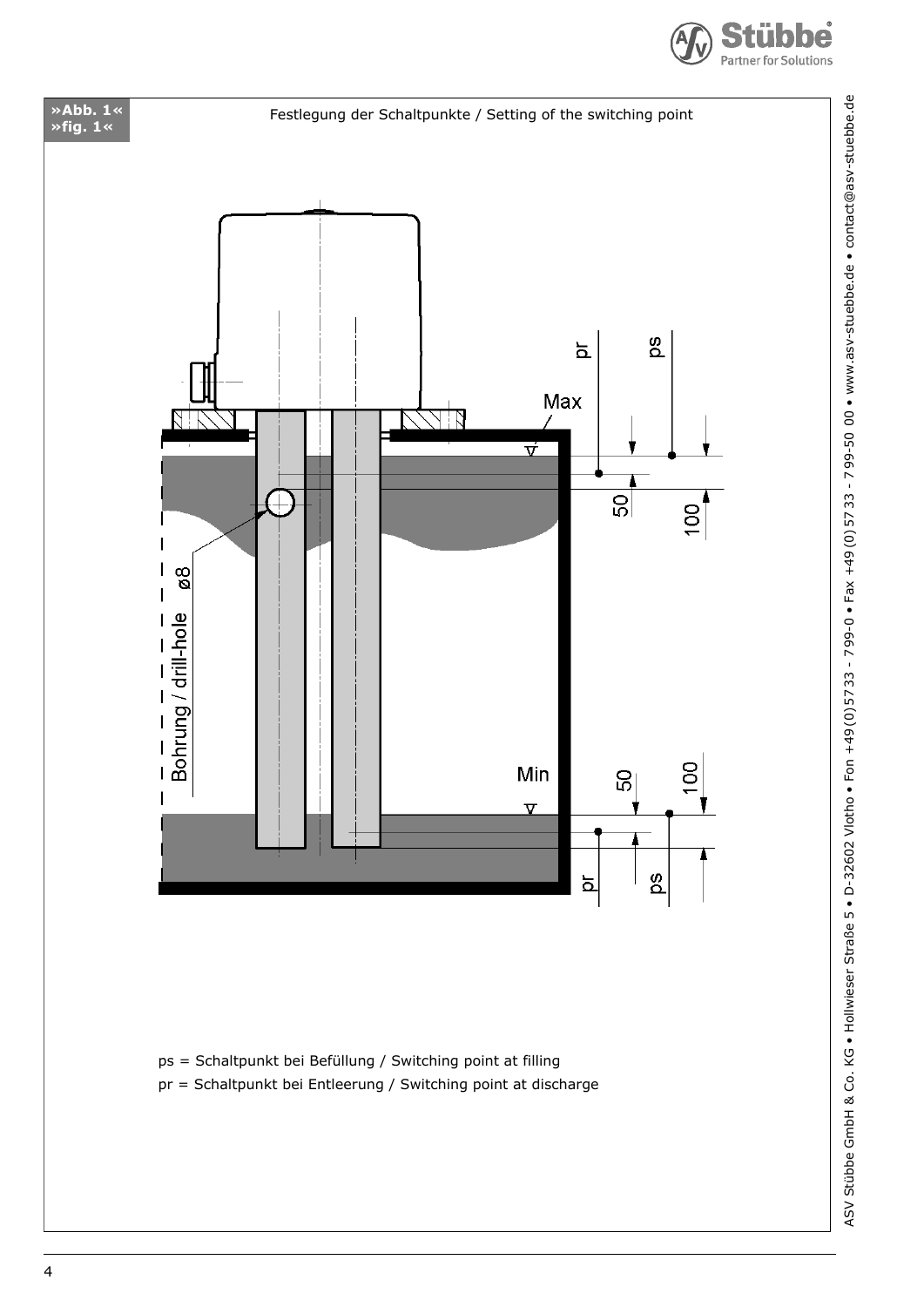**»Abb. 1«**
**»fig. 1«**

Festlegung der Schaltpunkte / Setting of the switching point

ps = Schaltpunkt bei Befüllung / Switching point at filling

pr = Schaltpunkt bei Entleerung / Switching point at discharge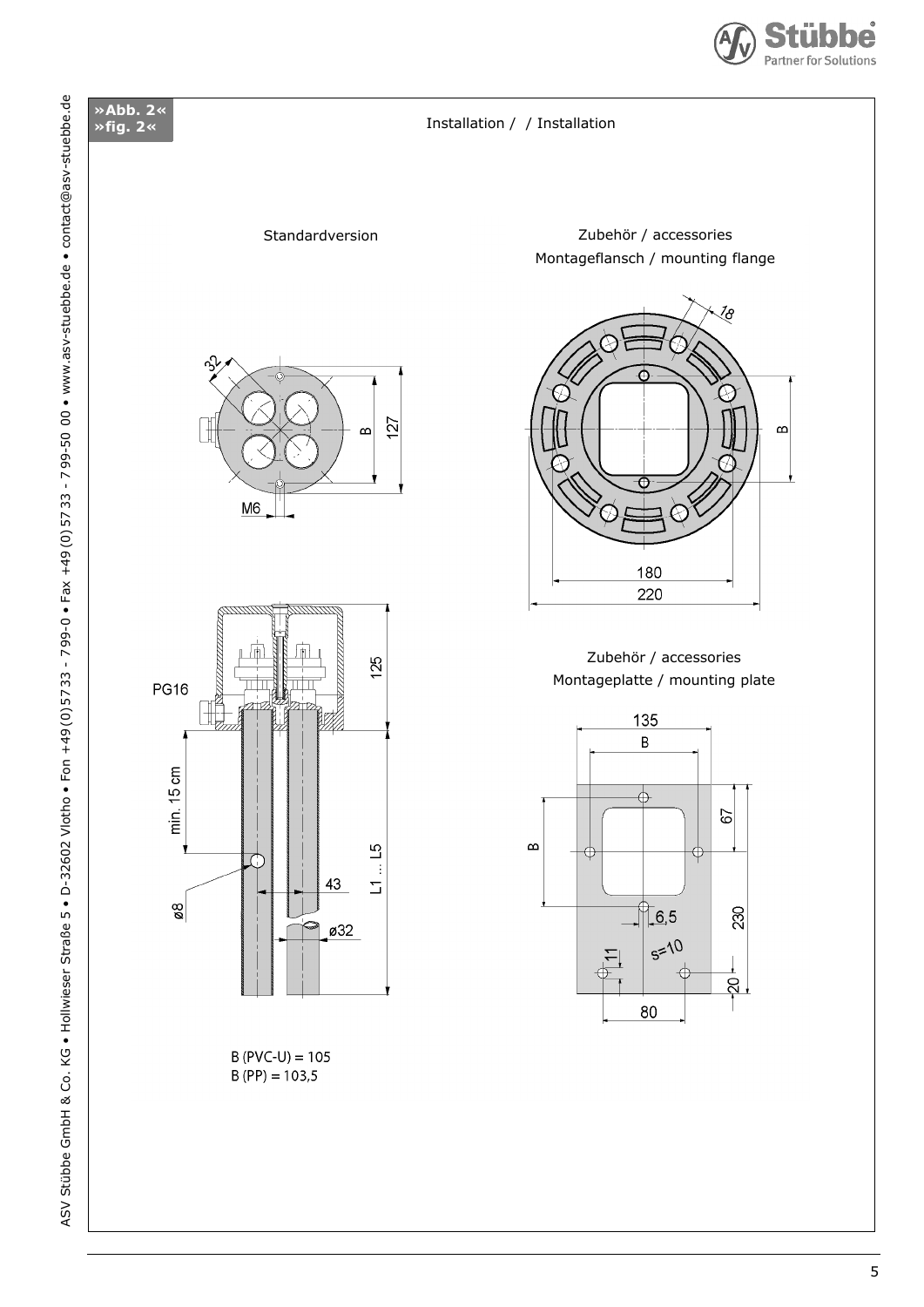**»Abb. 2«**
**»fig. 2«**

Installation / / Installation

Standardversion

Zubehör / accessories
Montageflansch / mounting flange

32

B

127

M6

18

B

180

220

PG16

125

min. 15 cm

L1 ... L5

43

ø8

ø32

Zubehör / accessories
Montageplatte / mounting plate

135

B

B

67

6,5

230

s=10

11

20

80

B (PVC-U) = 105
B (PP) = 103,5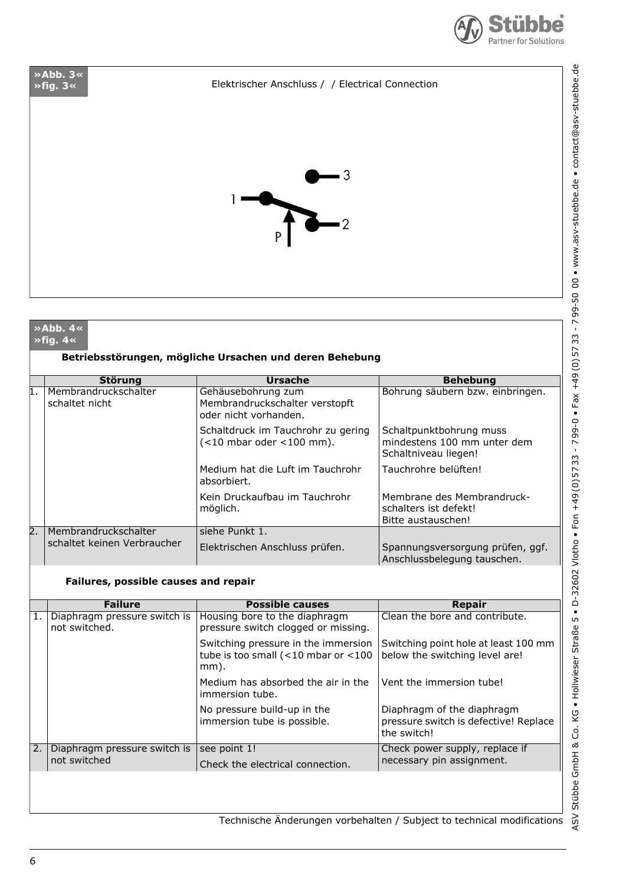**»Abb. 3«**
**»fig. 3«**

Elektrischer Anschluss /  / Electrical Connection

**»Abb. 4«**
**»fig. 4«**

**Betriebsstörungen, mögliche Ursachen und deren Behebung**

| | Störung | Ursache | Behebung |
|---|---|---|---|
| 1. | Membrandruckschalter schaltet nicht | Gehäusebohrung zum Membrandruckschalter verstopft oder nicht vorhanden. | Bohrung säubern bzw. einbringen. |
| | | Schaltdruck im Tauchrohr zu gering (<10 mbar oder <100 mm). | Schaltpunktbohrung muss mindestens 100 mm unter dem Schaltniveau liegen! |
| | | Medium hat die Luft im Tauchrohr absorbiert. | Tauchrohre belüften! |
| | | Kein Druckaufbau im Tauchrohr möglich. | Membrane des Membrandruck-schalters ist defekt! Bitte austauschen! |
| 2. | Membrandruckschalter schaltet keinen Verbraucher | siehe Punkt 1. | |
| | | Elektrischen Anschluss prüfen. | Spannungsversorgung prüfen, ggf. Anschlussbelegung tauschen. |

**Failures, possible causes and repair**

| | Failure | Possible causes | Repair |
|---|---|---|---|
| 1. | Diaphragm pressure switch is not switched. | Housing bore to the diaphragm pressure switch clogged or missing. | Clean the bore and contribute. |
| | | Switching pressure in the immersion tube is too small (<10 mbar or <100 mm). | Switching point hole at least 100 mm below the switching level are! |
| | | Medium has absorbed the air in the immersion tube. | Vent the immersion tube! |
| | | No pressure build-up in the immersion tube is possible. | Diaphragm of the diaphragm pressure switch is defective! Replace the switch! |
| 2. | Diaphragm pressure switch is not switched | see point 1! | Check power supply, replace if necessary pin assignment. |
| | | Check the electrical connection. | |

Technische Änderungen vorbehalten / Subject to technical modifications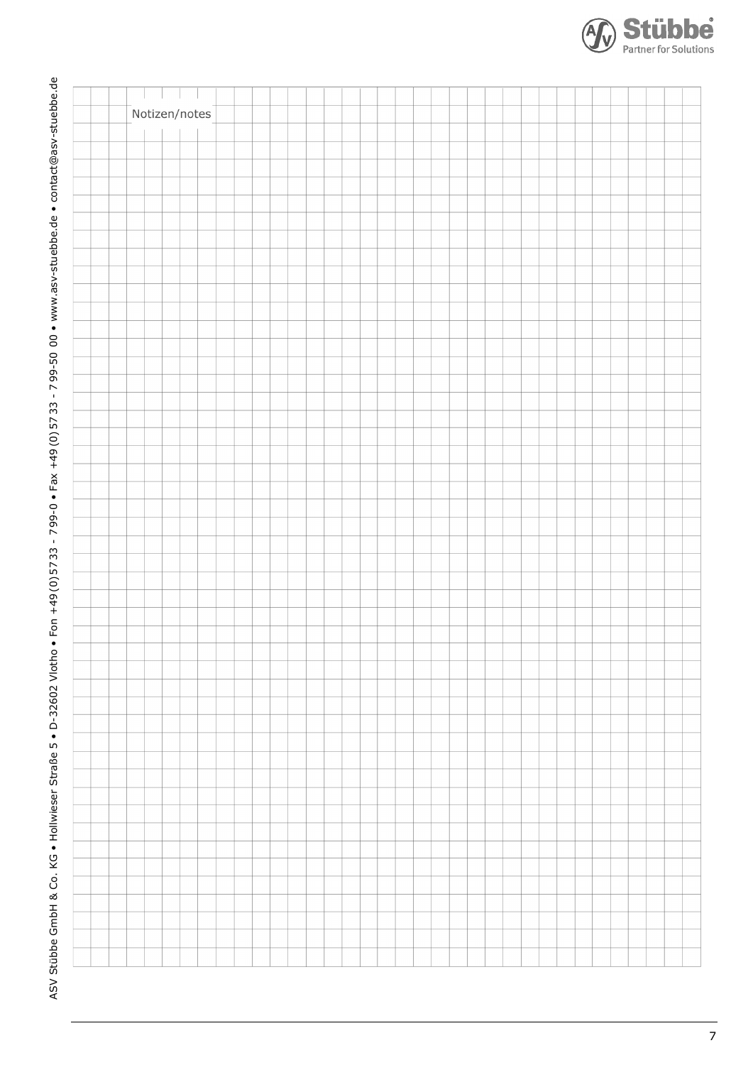Notizen/notes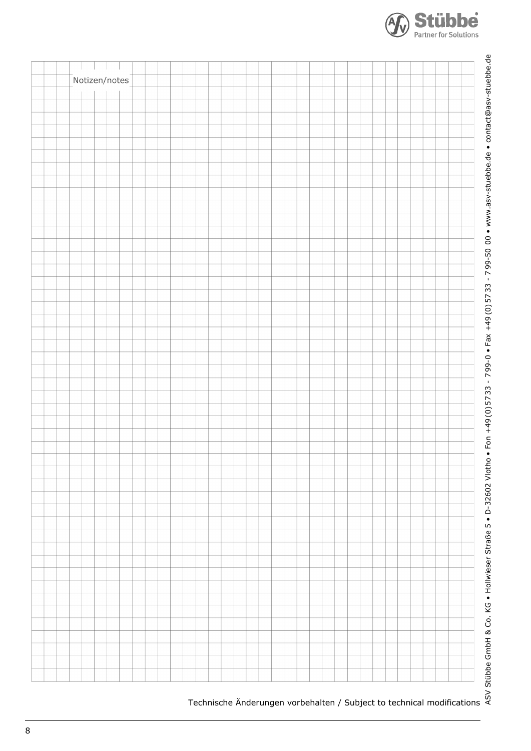Notizen/notes

Technische Änderungen vorbehalten / Subject to technical modifications

ASV Stübbe GmbH & Co. KG • Hollwieser Straße 5 • D-32602 Vlotho • Fon +49 (0) 5733 - 799-0 • Fax +49 (0) 57 33 - 799-50 00 • www.asv-stuebbe.de • contact@asv-stuebbe.de